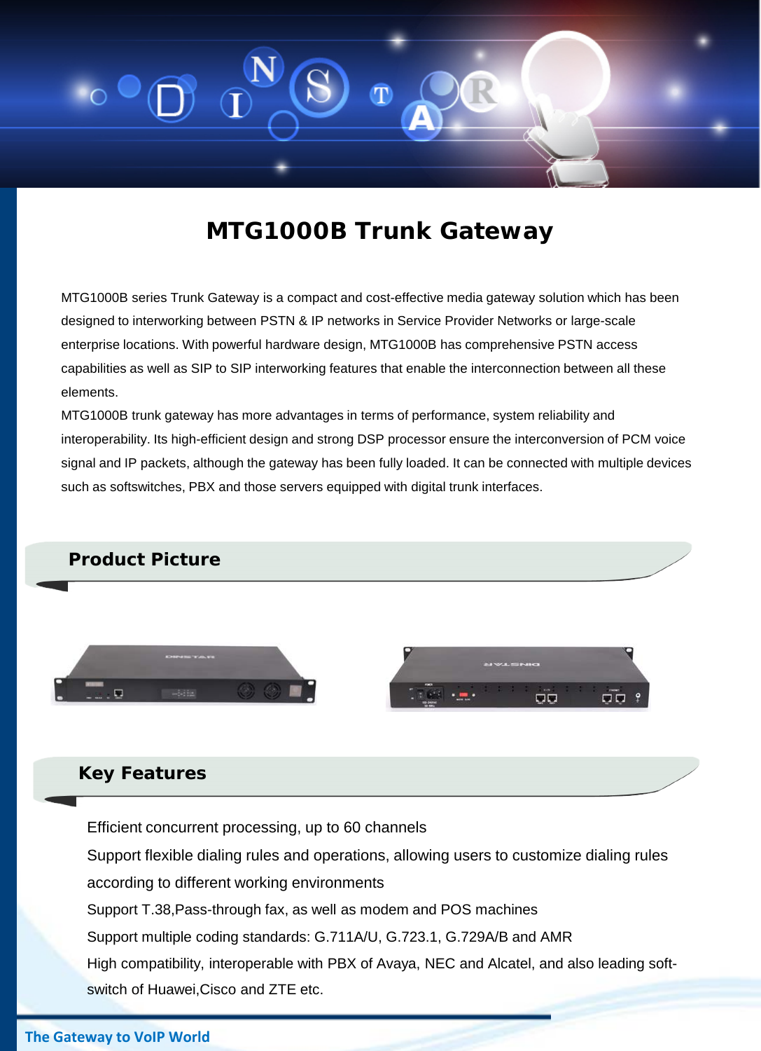# MTG1000B Trunk Gateway

MTG1000B series Trunk Gateway is a compact and cost-effective media gateway solution which has been designed to interworking between PSTN & IP networks in Service Provider Networks or large-scale enterprise locations. With powerful hardware design, MTG1000B has comprehensive PSTN access capabilities as well as SIP to SIP interworking features that enable the interconnection between all these elements.

MTG1000B trunk gateway has more advantages in terms of performance, system reliability and interoperability. Its high-efficient design and strong DSP processor ensure the interconversion of PCM voice signal and IP packets, although the gateway has been fully loaded. It can be connected with multiple devices such as softswitches, PBX and those servers equipped with digital trunk interfaces.

## Product Picture

## Key Features

- Efficient concurrent processing, up to 60 channels
- Support flexible dialing rules and operations, allowing users to customize dialing rules according to different working environments
- Support T.38,Pass-through fax, as well as modem and POS machines
- Support multiple coding standards: G.711A/U, G.723.1, G.729A/B and AMR
- High compatibility, interoperable with PBX of Avaya, NEC and Alcatel, and also leading soft-switch of Huawei,Cisco and ZTE etc.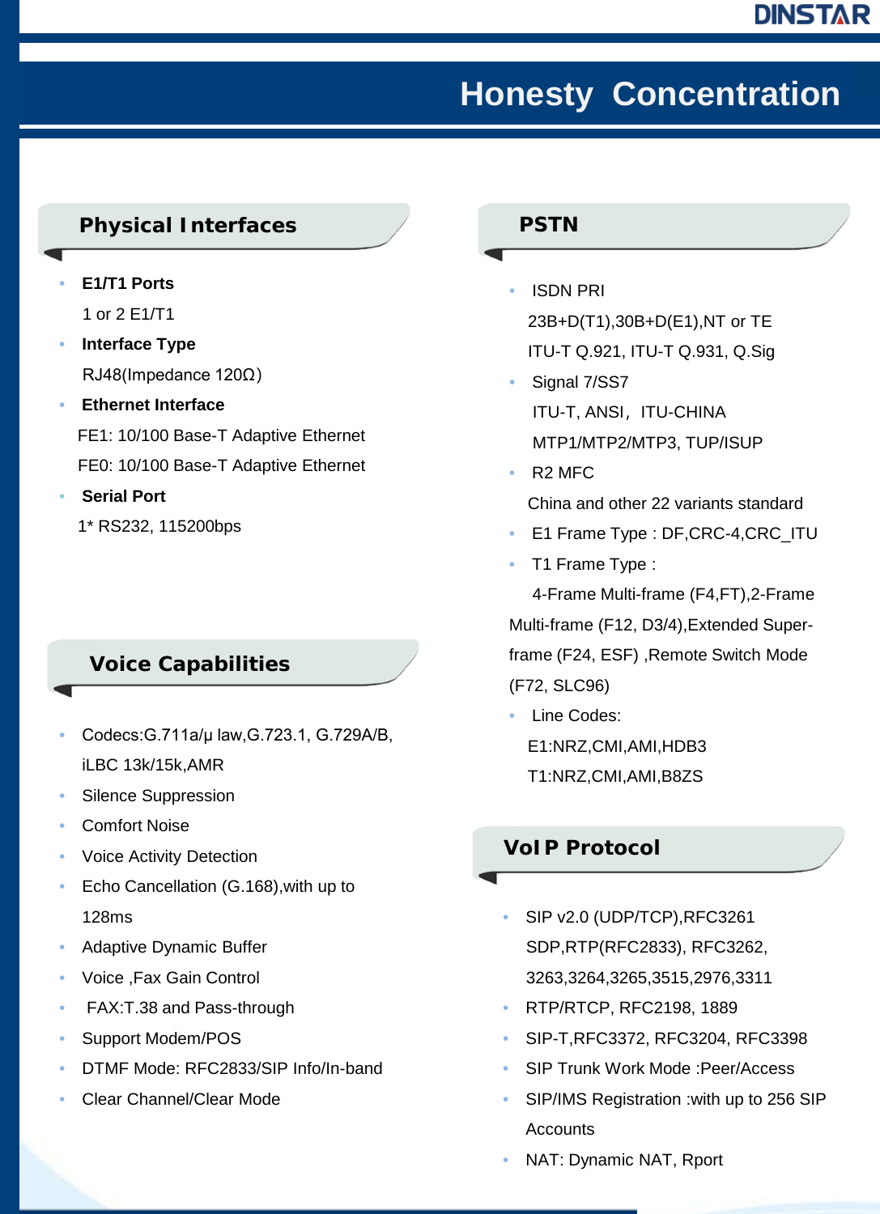# Honesty Concentration

## Physical Interfaces

- **E1/T1 Ports**

  1 or 2 E1/T1
- **Interface Type**

  RJ48(Impedance 120Ω)
- **Ethernet Interface**

  FE1: 10/100 Base-T Adaptive Ethernet

  FE0: 10/100 Base-T Adaptive Ethernet
- **Serial Port**

  1* RS232, 115200bps

## Voice Capabilities

- Codecs:G.711a/μ law,G.723.1, G.729A/B, iLBC 13k/15k,AMR
- Silence Suppression
- Comfort Noise
- Voice Activity Detection
- Echo Cancellation (G.168),with up to 128ms
- Adaptive Dynamic Buffer
- Voice ,Fax Gain Control
- FAX:T.38 and Pass-through
- Support Modem/POS
- DTMF Mode: RFC2833/SIP Info/In-band
- Clear Channel/Clear Mode

## PSTN

- ISDN PRI

  23B+D(T1),30B+D(E1),NT or TE

  ITU-T Q.921, ITU-T Q.931, Q.Sig
- Signal 7/SS7

  ITU-T, ANSI，ITU-CHINA

  MTP1/MTP2/MTP3, TUP/ISUP
- R2 MFC

  China and other 22 variants standard
- E1 Frame Type : DF,CRC-4,CRC_ITU
- T1 Frame Type :

  4-Frame Multi-frame (F4,FT),2-Frame Multi-frame (F12, D3/4),Extended Super-frame (F24, ESF) ,Remote Switch Mode (F72, SLC96)
- Line Codes:

  E1:NRZ,CMI,AMI,HDB3

  T1:NRZ,CMI,AMI,B8ZS

## VoIP Protocol

- SIP v2.0 (UDP/TCP),RFC3261 SDP,RTP(RFC2833), RFC3262, 3263,3264,3265,3515,2976,3311
- RTP/RTCP, RFC2198, 1889
- SIP-T,RFC3372, RFC3204, RFC3398
- SIP Trunk Work Mode :Peer/Access
- SIP/IMS Registration :with up to 256 SIP Accounts
- NAT: Dynamic NAT, Rport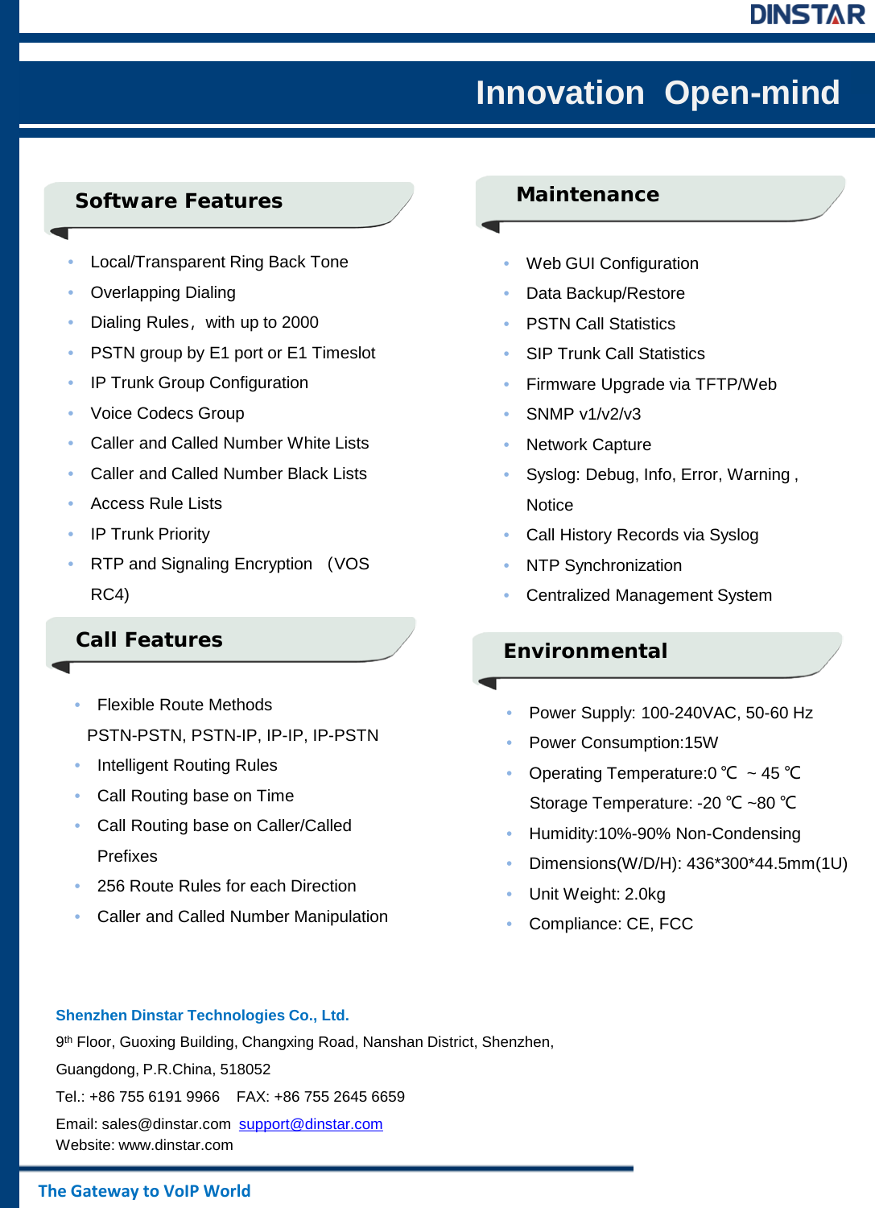## Software Features

- Local/Transparent Ring Back Tone
- Overlapping Dialing
- Dialing Rules，with up to 2000
- PSTN group by E1 port or E1 Timeslot
- IP Trunk Group Configuration
- Voice Codecs Group
- Caller and Called Number White Lists
- Caller and Called Number Black Lists
- Access Rule Lists
- IP Trunk Priority
- RTP and Signaling Encryption （VOS RC4)

## Call Features

- Flexible Route Methods
  PSTN-PSTN, PSTN-IP, IP-IP, IP-PSTN
- Intelligent Routing Rules
- Call Routing base on Time
- Call Routing base on Caller/Called Prefixes
- 256 Route Rules for each Direction
- Caller and Called Number Manipulation

## Maintenance

- Web GUI Configuration
- Data Backup/Restore
- PSTN Call Statistics
- SIP Trunk Call Statistics
- Firmware Upgrade via TFTP/Web
- SNMP v1/v2/v3
- Network Capture
- Syslog: Debug, Info, Error, Warning , Notice
- Call History Records via Syslog
- NTP Synchronization
- Centralized Management System

## Environmental

- Power Supply: 100-240VAC, 50-60 Hz
- Power Consumption:15W
- Operating Temperature:0 ℃ ~ 45 ℃
  Storage Temperature: -20 ℃ ~80 ℃
- Humidity:10%-90% Non-Condensing
- Dimensions(W/D/H): 436*300*44.5mm(1U)
- Unit Weight: 2.0kg
- Compliance: CE, FCC

**Shenzhen Dinstar Technologies Co., Ltd.**

9th Floor, Guoxing Building, Changxing Road, Nanshan District, Shenzhen, Guangdong, P.R.China, 518052

Tel.: +86 755 6191 9966 FAX: +86 755 2645 6659

Email: sales@dinstar.com support@dinstar.com

Website: www.dinstar.com